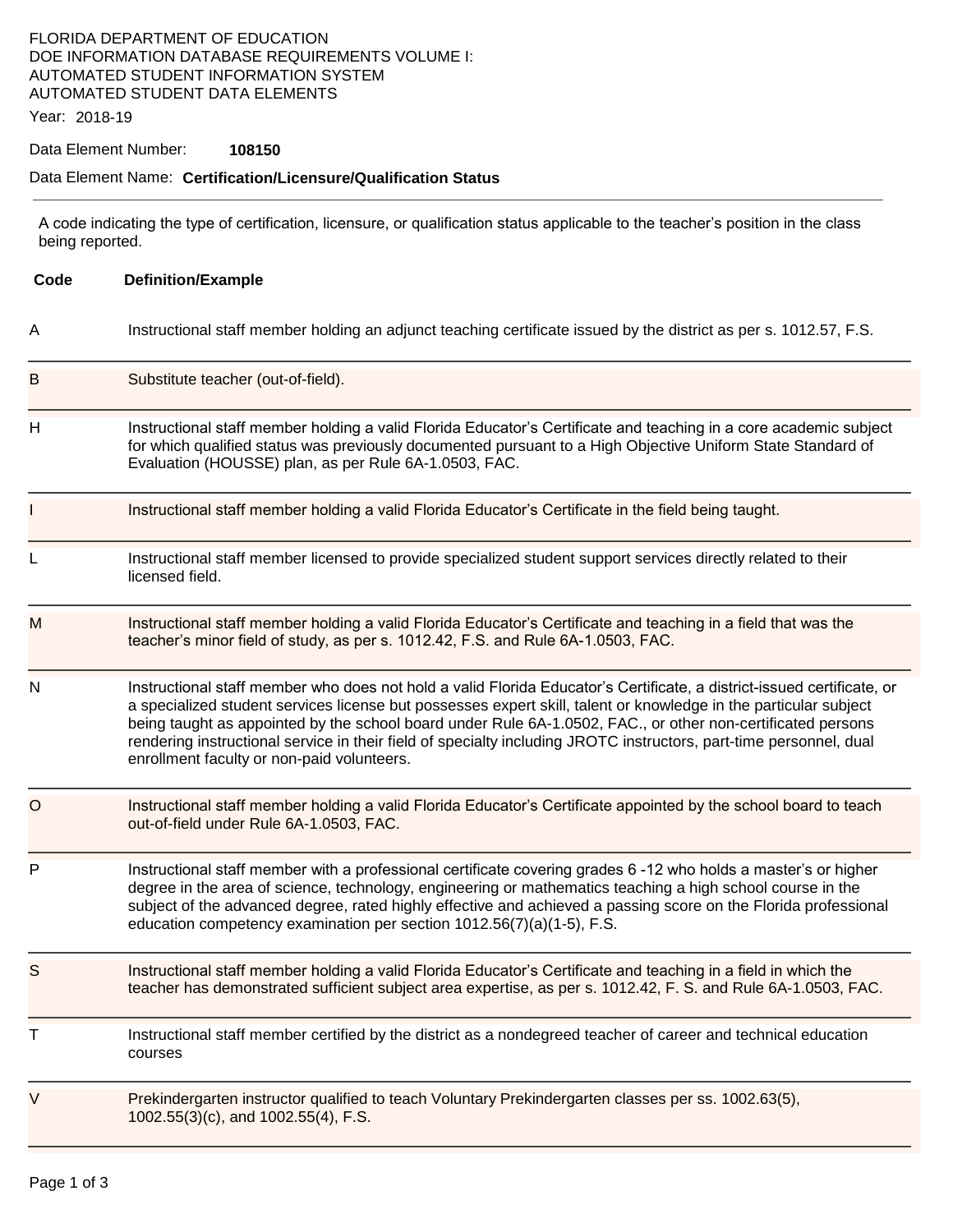FLORIDA DEPARTMENT OF EDUCATION
DOE INFORMATION DATABASE REQUIREMENTS VOLUME I:
AUTOMATED STUDENT INFORMATION SYSTEM
AUTOMATED STUDENT DATA ELEMENTS

Year: 2018-19

Data Element Number: **108150**

Data Element Name: **Certification/Licensure/Qualification Status**

---

A code indicating the type of certification, licensure, or qualification status applicable to the teacher's position in the class being reported.

| Code | Definition/Example |
|---|---|
| A | Instructional staff member holding an adjunct teaching certificate issued by the district as per s. 1012.57, F.S. |
| B | Substitute teacher (out-of-field). |
| H | Instructional staff member holding a valid Florida Educator's Certificate and teaching in a core academic subject for which qualified status was previously documented pursuant to a High Objective Uniform State Standard of Evaluation (HOUSSE) plan, as per Rule 6A-1.0503, FAC. |
| I | Instructional staff member holding a valid Florida Educator's Certificate in the field being taught. |
| L | Instructional staff member licensed to provide specialized student support services directly related to their licensed field. |
| M | Instructional staff member holding a valid Florida Educator's Certificate and teaching in a field that was the teacher's minor field of study, as per s. 1012.42, F.S. and Rule 6A-1.0503, FAC. |
| N | Instructional staff member who does not hold a valid Florida Educator's Certificate, a district-issued certificate, or a specialized student services license but possesses expert skill, talent or knowledge in the particular subject being taught as appointed by the school board under Rule 6A-1.0502, FAC., or other non-certificated persons rendering instructional service in their field of specialty including JROTC instructors, part-time personnel, dual enrollment faculty or non-paid volunteers. |
| O | Instructional staff member holding a valid Florida Educator's Certificate appointed by the school board to teach out-of-field under Rule 6A-1.0503, FAC. |
| P | Instructional staff member with a professional certificate covering grades 6 -12 who holds a master's or higher degree in the area of science, technology, engineering or mathematics teaching a high school course in the subject of the advanced degree, rated highly effective and achieved a passing score on the Florida professional education competency examination per section 1012.56(7)(a)(1-5), F.S. |
| S | Instructional staff member holding a valid Florida Educator's Certificate and teaching in a field in which the teacher has demonstrated sufficient subject area expertise, as per s. 1012.42, F. S. and Rule 6A-1.0503, FAC. |
| T | Instructional staff member certified by the district as a nondegreed teacher of career and technical education courses |
| V | Prekindergarten instructor qualified to teach Voluntary Prekindergarten classes per ss. 1002.63(5), 1002.55(3)(c), and 1002.55(4), F.S. |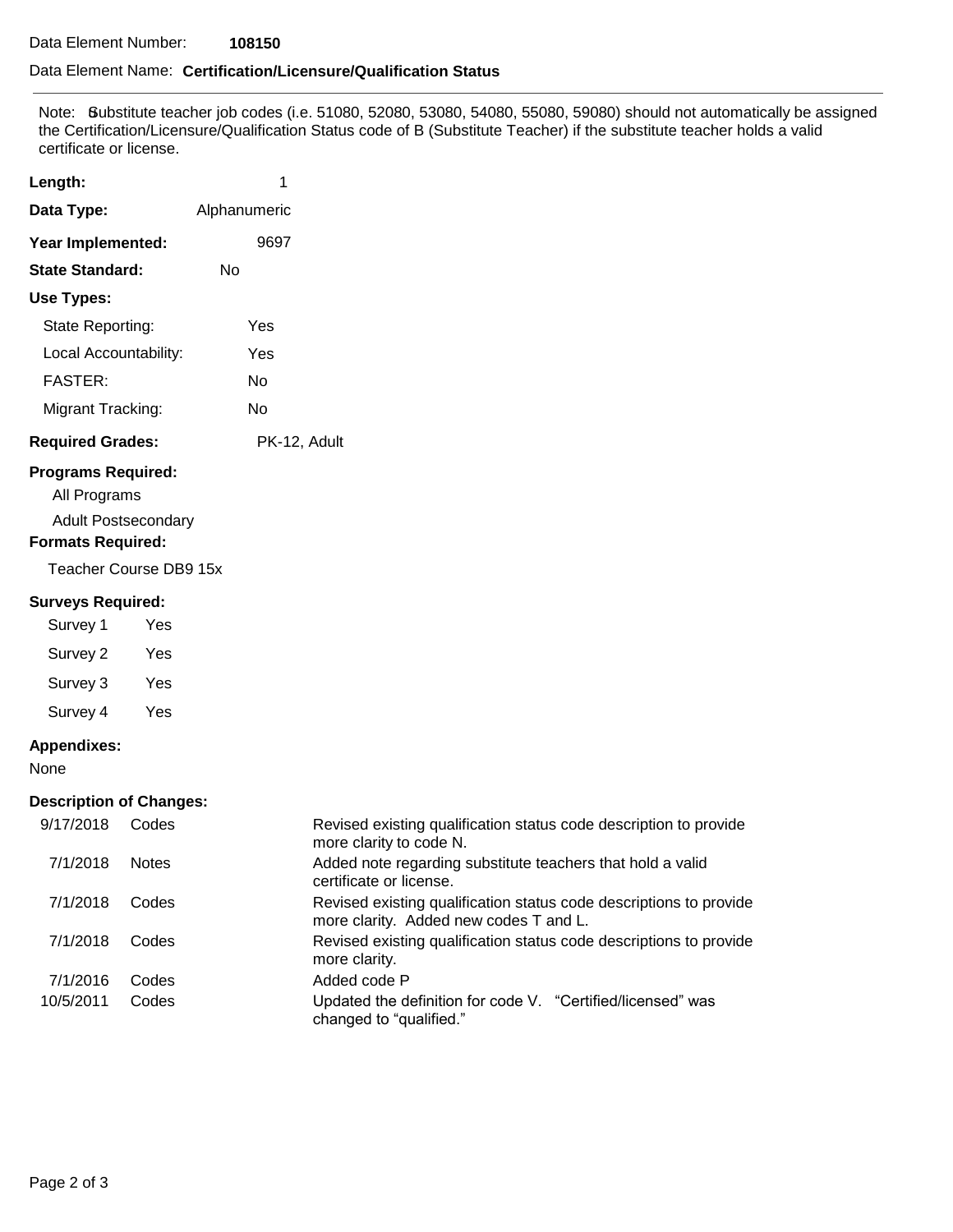Data Element Number: **108150**

Data Element Name: **Certification/Licensure/Qualification Status**

---

Note: Substitute teacher job codes (i.e. 51080, 52080, 53080, 54080, 55080, 59080) should not automatically be assigned the Certification/Licensure/Qualification Status code of B (Substitute Teacher) if the substitute teacher holds a valid certificate or license.

**Length:** 1

**Data Type:** Alphanumeric

**Year Implemented:** 9697

**State Standard:** No

**Use Types:**

| | |
|---|---|
| State Reporting: | Yes |
| Local Accountability: | Yes |
| FASTER: | No |
| Migrant Tracking: | No |

**Required Grades:** PK-12, Adult

**Programs Required:**

All Programs

Adult Postsecondary

**Formats Required:**

Teacher Course DB9 15x

**Surveys Required:**

| | |
|---|---|
| Survey 1 | Yes |
| Survey 2 | Yes |
| Survey 3 | Yes |
| Survey 4 | Yes |

**Appendixes:**

None

**Description of Changes:**

| | | |
|---|---|---|
| 9/17/2018 | Codes | Revised existing qualification status code description to provide more clarity to code N. |
| 7/1/2018 | Notes | Added note regarding substitute teachers that hold a valid certificate or license. |
| 7/1/2018 | Codes | Revised existing qualification status code descriptions to provide more clarity. Added new codes T and L. |
| 7/1/2018 | Codes | Revised existing qualification status code descriptions to provide more clarity. |
| 7/1/2016 | Codes | Added code P |
| 10/5/2011 | Codes | Updated the definition for code V. "Certified/licensed" was changed to "qualified." |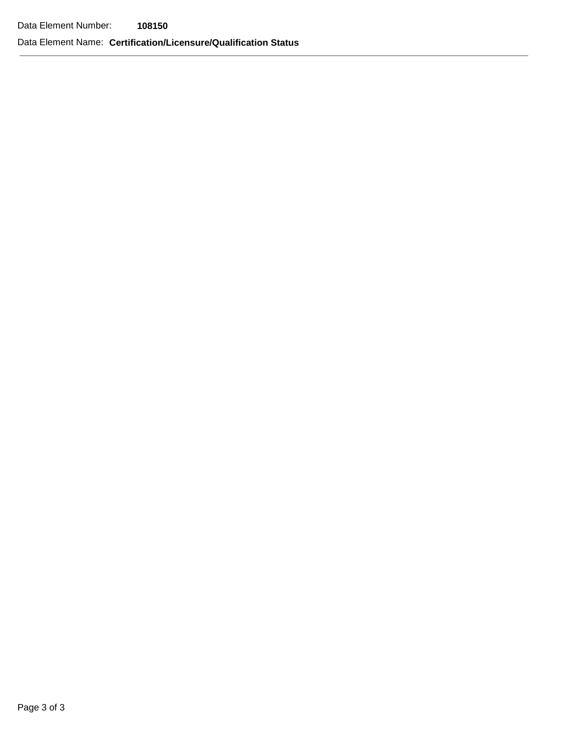Data Element Number: **108150**

Data Element Name: **Certification/Licensure/Qualification Status**